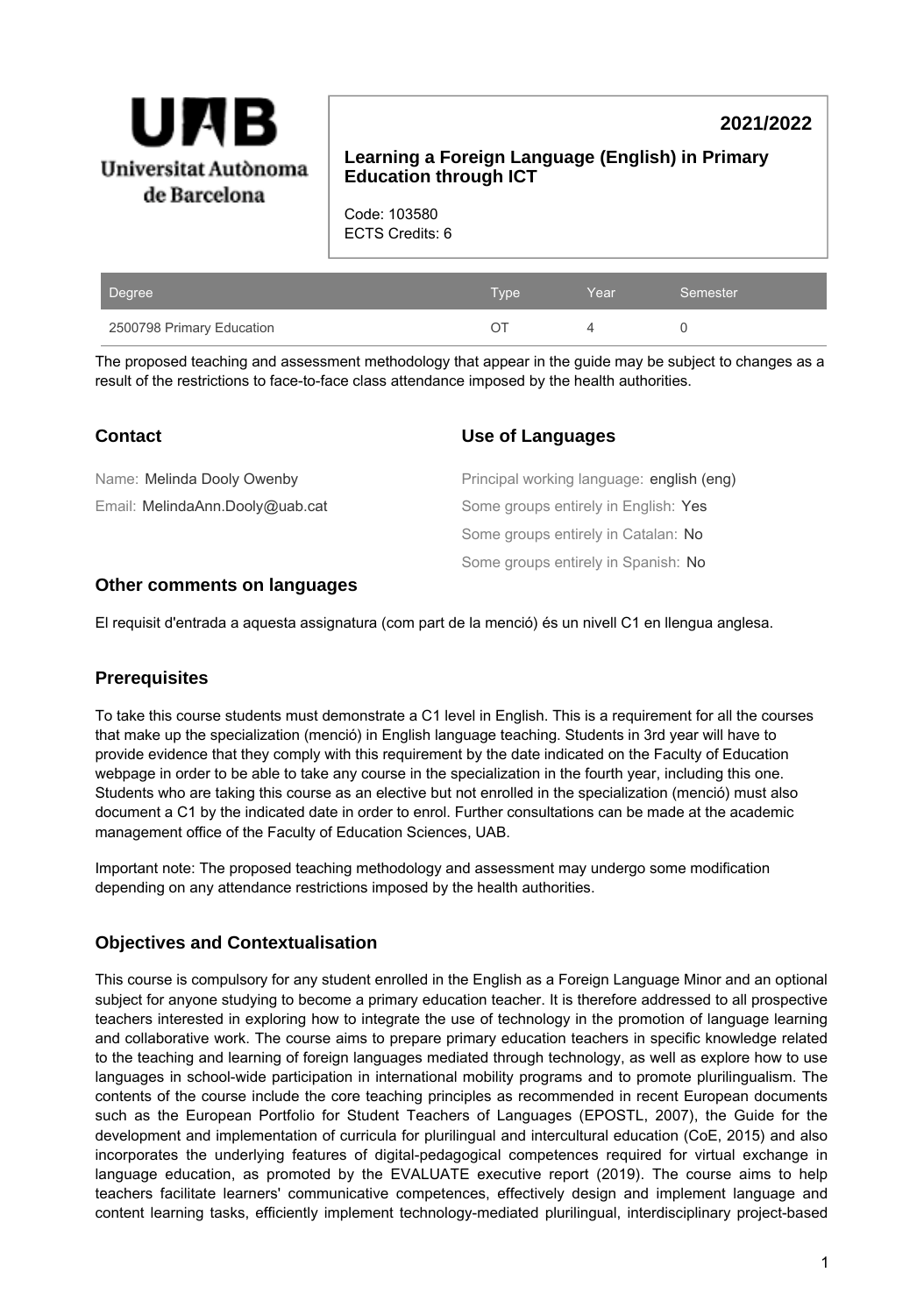Universitat Autònoma de Barcelona

**2021/2022**

## Learning a Foreign Language (English) in Primary Education through ICT

Code: 103580
ECTS Credits: 6

| Degree | Type | Year | Semester |
| --- | --- | --- | --- |
| 2500798 Primary Education | OT | 4 | 0 |

The proposed teaching and assessment methodology that appear in the guide may be subject to changes as a result of the restrictions to face-to-face class attendance imposed by the health authorities.

## Contact

Name: Melinda Dooly Owenby

Email: MelindaAnn.Dooly@uab.cat

## Use of Languages

Principal working language: english (eng)

Some groups entirely in English: Yes

Some groups entirely in Catalan: No

Some groups entirely in Spanish: No

## Other comments on languages

El requisit d'entrada a aquesta assignatura (com part de la menció) és un nivell C1 en llengua anglesa.

## Prerequisites

To take this course students must demonstrate a C1 level in English. This is a requirement for all the courses that make up the specialization (menció) in English language teaching. Students in 3rd year will have to provide evidence that they comply with this requirement by the date indicated on the Faculty of Education webpage in order to be able to take any course in the specialization in the fourth year, including this one. Students who are taking this course as an elective but not enrolled in the specialization (menció) must also document a C1 by the indicated date in order to enrol. Further consultations can be made at the academic management office of the Faculty of Education Sciences, UAB.

Important note: The proposed teaching methodology and assessment may undergo some modification depending on any attendance restrictions imposed by the health authorities.

## Objectives and Contextualisation

This course is compulsory for any student enrolled in the English as a Foreign Language Minor and an optional subject for anyone studying to become a primary education teacher. It is therefore addressed to all prospective teachers interested in exploring how to integrate the use of technology in the promotion of language learning and collaborative work. The course aims to prepare primary education teachers in specific knowledge related to the teaching and learning of foreign languages mediated through technology, as well as explore how to use languages in school-wide participation in international mobility programs and to promote plurilingualism. The contents of the course include the core teaching principles as recommended in recent European documents such as the European Portfolio for Student Teachers of Languages (EPOSTL, 2007), the Guide for the development and implementation of curricula for plurilingual and intercultural education (CoE, 2015) and also incorporates the underlying features of digital-pedagogical competences required for virtual exchange in language education, as promoted by the EVALUATE executive report (2019). The course aims to help teachers facilitate learners' communicative competences, effectively design and implement language and content learning tasks, efficiently implement technology-mediated plurilingual, interdisciplinary project-based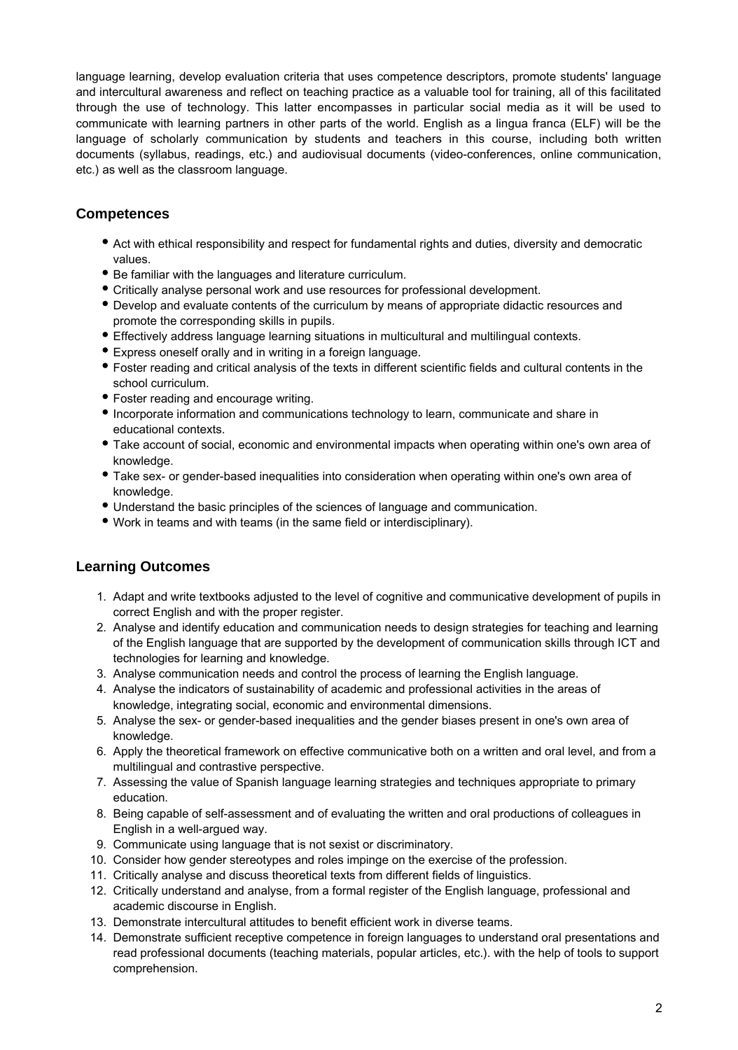language learning, develop evaluation criteria that uses competence descriptors, promote students' language and intercultural awareness and reflect on teaching practice as a valuable tool for training, all of this facilitated through the use of technology. This latter encompasses in particular social media as it will be used to communicate with learning partners in other parts of the world. English as a lingua franca (ELF) will be the language of scholarly communication by students and teachers in this course, including both written documents (syllabus, readings, etc.) and audiovisual documents (video-conferences, online communication, etc.) as well as the classroom language.

## Competences

- Act with ethical responsibility and respect for fundamental rights and duties, diversity and democratic values.
- Be familiar with the languages and literature curriculum.
- Critically analyse personal work and use resources for professional development.
- Develop and evaluate contents of the curriculum by means of appropriate didactic resources and promote the corresponding skills in pupils.
- Effectively address language learning situations in multicultural and multilingual contexts.
- Express oneself orally and in writing in a foreign language.
- Foster reading and critical analysis of the texts in different scientific fields and cultural contents in the school curriculum.
- Foster reading and encourage writing.
- Incorporate information and communications technology to learn, communicate and share in educational contexts.
- Take account of social, economic and environmental impacts when operating within one's own area of knowledge.
- Take sex- or gender-based inequalities into consideration when operating within one's own area of knowledge.
- Understand the basic principles of the sciences of language and communication.
- Work in teams and with teams (in the same field or interdisciplinary).

## Learning Outcomes

1. Adapt and write textbooks adjusted to the level of cognitive and communicative development of pupils in correct English and with the proper register.
2. Analyse and identify education and communication needs to design strategies for teaching and learning of the English language that are supported by the development of communication skills through ICT and technologies for learning and knowledge.
3. Analyse communication needs and control the process of learning the English language.
4. Analyse the indicators of sustainability of academic and professional activities in the areas of knowledge, integrating social, economic and environmental dimensions.
5. Analyse the sex- or gender-based inequalities and the gender biases present in one's own area of knowledge.
6. Apply the theoretical framework on effective communicative both on a written and oral level, and from a multilingual and contrastive perspective.
7. Assessing the value of Spanish language learning strategies and techniques appropriate to primary education.
8. Being capable of self-assessment and of evaluating the written and oral productions of colleagues in English in a well-argued way.
9. Communicate using language that is not sexist or discriminatory.
10. Consider how gender stereotypes and roles impinge on the exercise of the profession.
11. Critically analyse and discuss theoretical texts from different fields of linguistics.
12. Critically understand and analyse, from a formal register of the English language, professional and academic discourse in English.
13. Demonstrate intercultural attitudes to benefit efficient work in diverse teams.
14. Demonstrate sufficient receptive competence in foreign languages to understand oral presentations and read professional documents (teaching materials, popular articles, etc.). with the help of tools to support comprehension.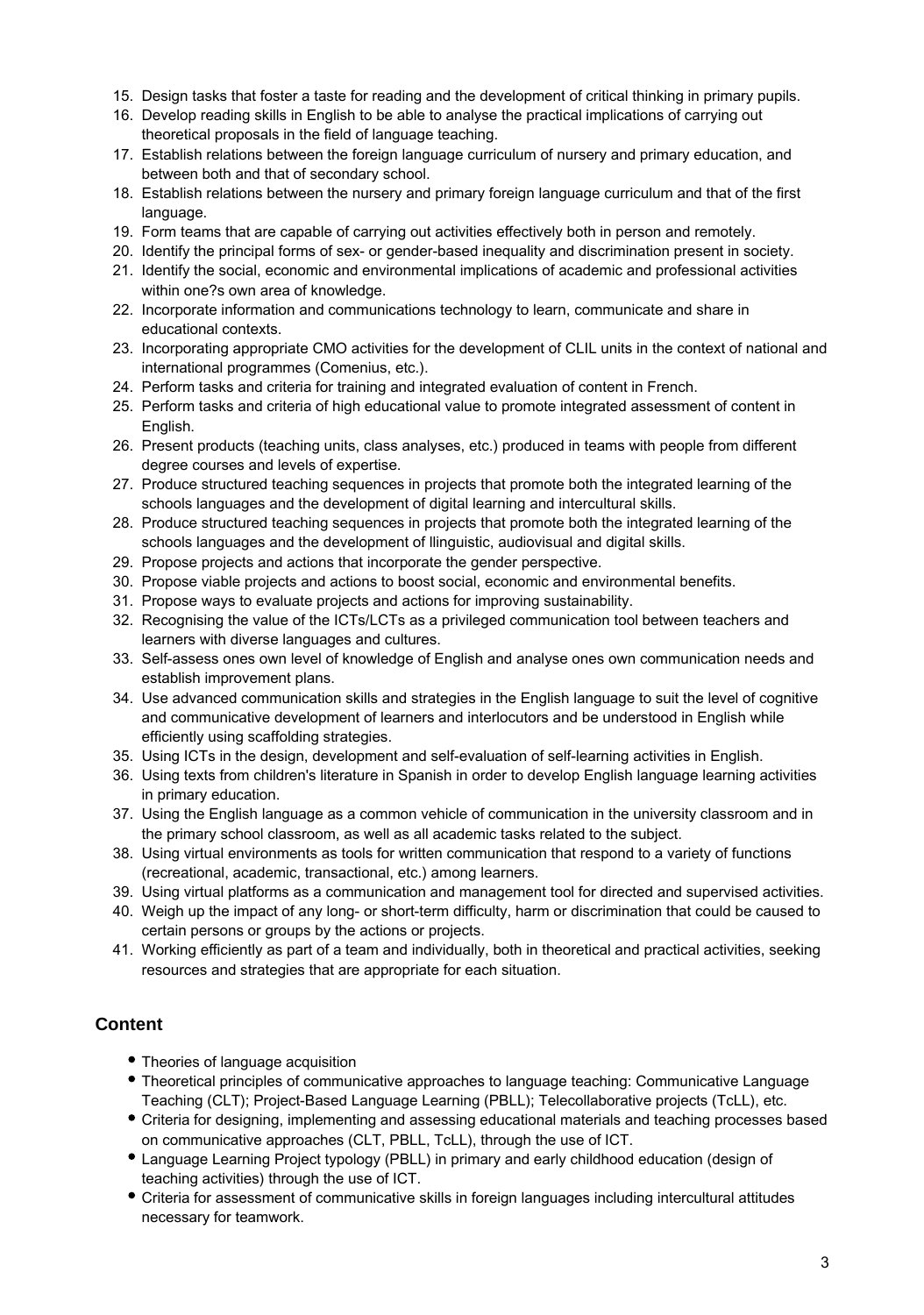15. Design tasks that foster a taste for reading and the development of critical thinking in primary pupils.
16. Develop reading skills in English to be able to analyse the practical implications of carrying out theoretical proposals in the field of language teaching.
17. Establish relations between the foreign language curriculum of nursery and primary education, and between both and that of secondary school.
18. Establish relations between the nursery and primary foreign language curriculum and that of the first language.
19. Form teams that are capable of carrying out activities effectively both in person and remotely.
20. Identify the principal forms of sex- or gender-based inequality and discrimination present in society.
21. Identify the social, economic and environmental implications of academic and professional activities within one?s own area of knowledge.
22. Incorporate information and communications technology to learn, communicate and share in educational contexts.
23. Incorporating appropriate CMO activities for the development of CLIL units in the context of national and international programmes (Comenius, etc.).
24. Perform tasks and criteria for training and integrated evaluation of content in French.
25. Perform tasks and criteria of high educational value to promote integrated assessment of content in English.
26. Present products (teaching units, class analyses, etc.) produced in teams with people from different degree courses and levels of expertise.
27. Produce structured teaching sequences in projects that promote both the integrated learning of the schools languages and the development of digital learning and intercultural skills.
28. Produce structured teaching sequences in projects that promote both the integrated learning of the schools languages and the development of llinguistic, audiovisual and digital skills.
29. Propose projects and actions that incorporate the gender perspective.
30. Propose viable projects and actions to boost social, economic and environmental benefits.
31. Propose ways to evaluate projects and actions for improving sustainability.
32. Recognising the value of the ICTs/LCTs as a privileged communication tool between teachers and learners with diverse languages and cultures.
33. Self-assess ones own level of knowledge of English and analyse ones own communication needs and establish improvement plans.
34. Use advanced communication skills and strategies in the English language to suit the level of cognitive and communicative development of learners and interlocutors and be understood in English while efficiently using scaffolding strategies.
35. Using ICTs in the design, development and self-evaluation of self-learning activities in English.
36. Using texts from children's literature in Spanish in order to develop English language learning activities in primary education.
37. Using the English language as a common vehicle of communication in the university classroom and in the primary school classroom, as well as all academic tasks related to the subject.
38. Using virtual environments as tools for written communication that respond to a variety of functions (recreational, academic, transactional, etc.) among learners.
39. Using virtual platforms as a communication and management tool for directed and supervised activities.
40. Weigh up the impact of any long- or short-term difficulty, harm or discrimination that could be caused to certain persons or groups by the actions or projects.
41. Working efficiently as part of a team and individually, both in theoretical and practical activities, seeking resources and strategies that are appropriate for each situation.

## Content

- Theories of language acquisition
- Theoretical principles of communicative approaches to language teaching: Communicative Language Teaching (CLT); Project-Based Language Learning (PBLL); Telecollaborative projects (TcLL), etc.
- Criteria for designing, implementing and assessing educational materials and teaching processes based on communicative approaches (CLT, PBLL, TcLL), through the use of ICT.
- Language Learning Project typology (PBLL) in primary and early childhood education (design of teaching activities) through the use of ICT.
- Criteria for assessment of communicative skills in foreign languages including intercultural attitudes necessary for teamwork.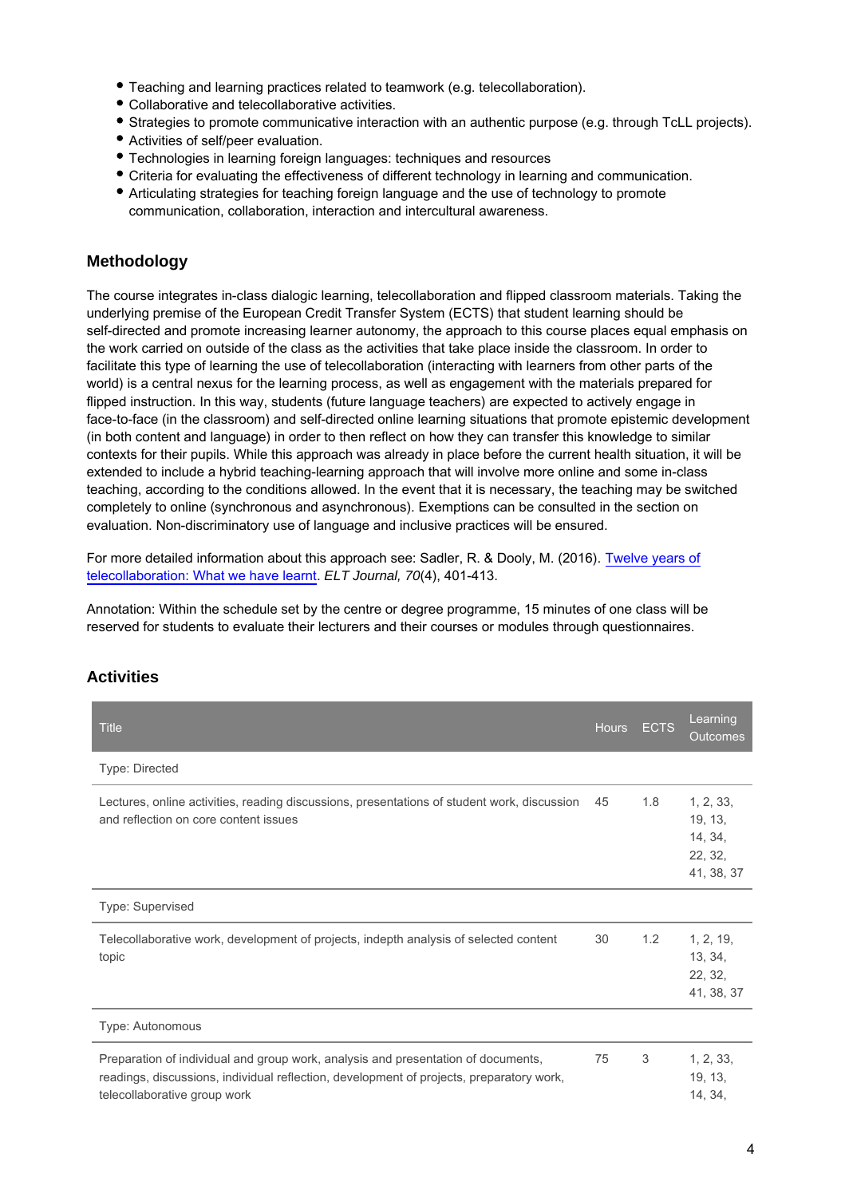- Teaching and learning practices related to teamwork (e.g. telecollaboration).
- Collaborative and telecollaborative activities.
- Strategies to promote communicative interaction with an authentic purpose (e.g. through TcLL projects).
- Activities of self/peer evaluation.
- Technologies in learning foreign languages: techniques and resources
- Criteria for evaluating the effectiveness of different technology in learning and communication.
- Articulating strategies for teaching foreign language and the use of technology to promote communication, collaboration, interaction and intercultural awareness.

## Methodology

The course integrates in-class dialogic learning, telecollaboration and flipped classroom materials. Taking the underlying premise of the European Credit Transfer System (ECTS) that student learning should be self-directed and promote increasing learner autonomy, the approach to this course places equal emphasis on the work carried on outside of the class as the activities that take place inside the classroom. In order to facilitate this type of learning the use of telecollaboration (interacting with learners from other parts of the world) is a central nexus for the learning process, as well as engagement with the materials prepared for flipped instruction. In this way, students (future language teachers) are expected to actively engage in face-to-face (in the classroom) and self-directed online learning situations that promote epistemic development (in both content and language) in order to then reflect on how they can transfer this knowledge to similar contexts for their pupils. While this approach was already in place before the current health situation, it will be extended to include a hybrid teaching-learning approach that will involve more online and some in-class teaching, according to the conditions allowed. In the event that it is necessary, the teaching may be switched completely to online (synchronous and asynchronous). Exemptions can be consulted in the section on evaluation. Non-discriminatory use of language and inclusive practices will be ensured.

For more detailed information about this approach see: Sadler, R. & Dooly, M. (2016). Twelve years of telecollaboration: What we have learnt. *ELT Journal, 70*(4), 401-413.

Annotation: Within the schedule set by the centre or degree programme, 15 minutes of one class will be reserved for students to evaluate their lecturers and their courses or modules through questionnaires.

## Activities

| Title | Hours | ECTS | Learning Outcomes |
|---|---|---|---|
| Type: Directed | | | |
| Lectures, online activities, reading discussions, presentations of student work, discussion and reflection on core content issues | 45 | 1.8 | 1, 2, 33, 19, 13, 14, 34, 22, 32, 41, 38, 37 |
| Type: Supervised | | | |
| Telecollaborative work, development of projects, indepth analysis of selected content topic | 30 | 1.2 | 1, 2, 19, 13, 34, 22, 32, 41, 38, 37 |
| Type: Autonomous | | | |
| Preparation of individual and group work, analysis and presentation of documents, readings, discussions, individual reflection, development of projects, preparatory work, telecollaborative group work | 75 | 3 | 1, 2, 33, 19, 13, 14, 34, |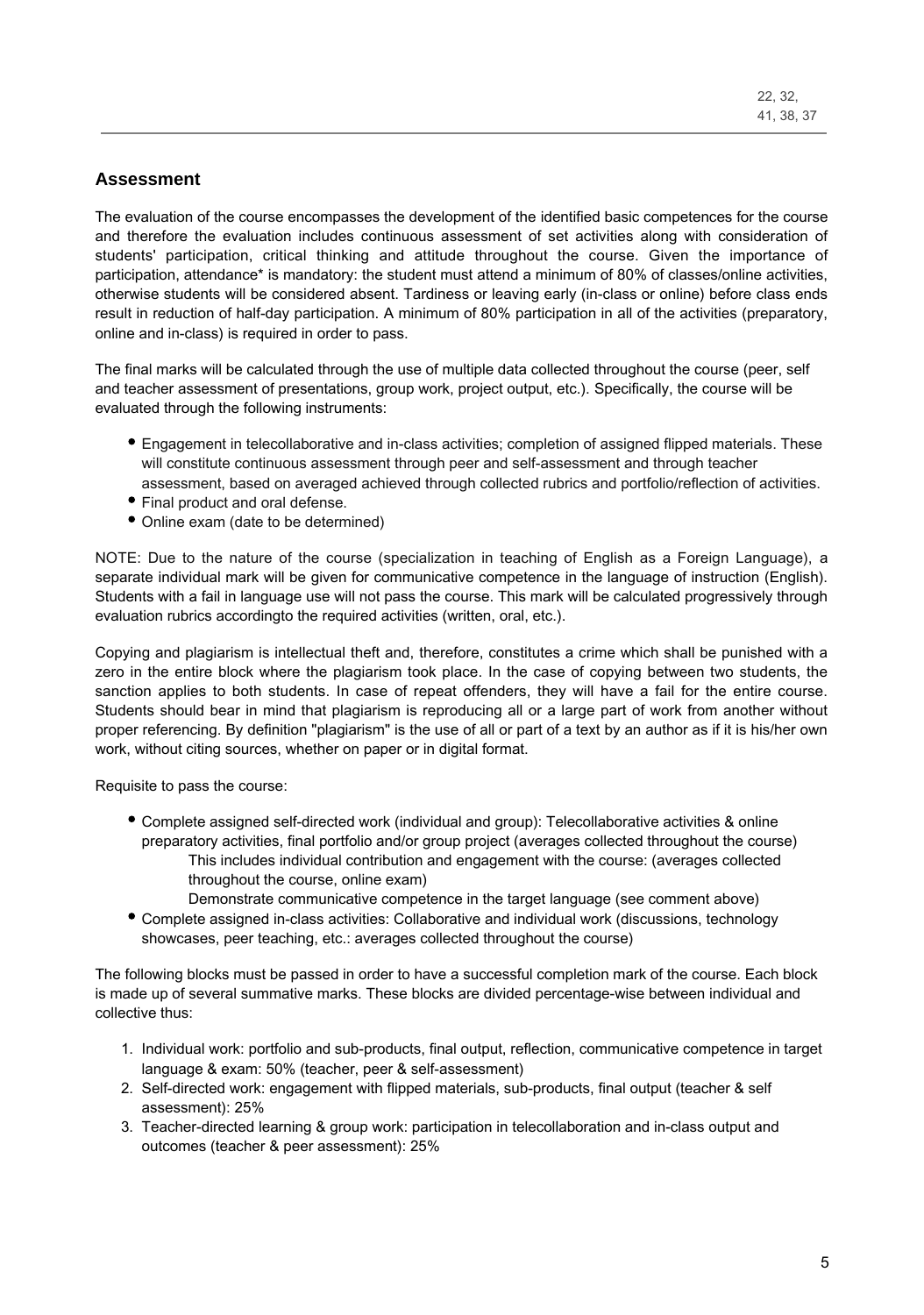22, 32, 41, 38, 37

## Assessment

The evaluation of the course encompasses the development of the identified basic competences for the course and therefore the evaluation includes continuous assessment of set activities along with consideration of students' participation, critical thinking and attitude throughout the course. Given the importance of participation, attendance* is mandatory: the student must attend a minimum of 80% of classes/online activities, otherwise students will be considered absent. Tardiness or leaving early (in-class or online) before class ends result in reduction of half-day participation. A minimum of 80% participation in all of the activities (preparatory, online and in-class) is required in order to pass.

The final marks will be calculated through the use of multiple data collected throughout the course (peer, self and teacher assessment of presentations, group work, project output, etc.). Specifically, the course will be evaluated through the following instruments:

- Engagement in telecollaborative and in-class activities; completion of assigned flipped materials. These will constitute continuous assessment through peer and self-assessment and through teacher assessment, based on averaged achieved through collected rubrics and portfolio/reflection of activities.
- Final product and oral defense.
- Online exam (date to be determined)

NOTE: Due to the nature of the course (specialization in teaching of English as a Foreign Language), a separate individual mark will be given for communicative competence in the language of instruction (English). Students with a fail in language use will not pass the course. This mark will be calculated progressively through evaluation rubrics accordingto the required activities (written, oral, etc.).

Copying and plagiarism is intellectual theft and, therefore, constitutes a crime which shall be punished with a zero in the entire block where the plagiarism took place. In the case of copying between two students, the sanction applies to both students. In case of repeat offenders, they will have a fail for the entire course. Students should bear in mind that plagiarism is reproducing all or a large part of work from another without proper referencing. By definition "plagiarism" is the use of all or part of a text by an author as if it is his/her own work, without citing sources, whether on paper or in digital format.

Requisite to pass the course:

- Complete assigned self-directed work (individual and group): Telecollaborative activities & online preparatory activities, final portfolio and/or group project (averages collected throughout the course)
  - This includes individual contribution and engagement with the course: (averages collected throughout the course, online exam)
  - Demonstrate communicative competence in the target language (see comment above)
- Complete assigned in-class activities: Collaborative and individual work (discussions, technology showcases, peer teaching, etc.: averages collected throughout the course)

The following blocks must be passed in order to have a successful completion mark of the course. Each block is made up of several summative marks. These blocks are divided percentage-wise between individual and collective thus:

1. Individual work: portfolio and sub-products, final output, reflection, communicative competence in target language & exam: 50% (teacher, peer & self-assessment)
2. Self-directed work: engagement with flipped materials, sub-products, final output (teacher & self assessment): 25%
3. Teacher-directed learning & group work: participation in telecollaboration and in-class output and outcomes (teacher & peer assessment): 25%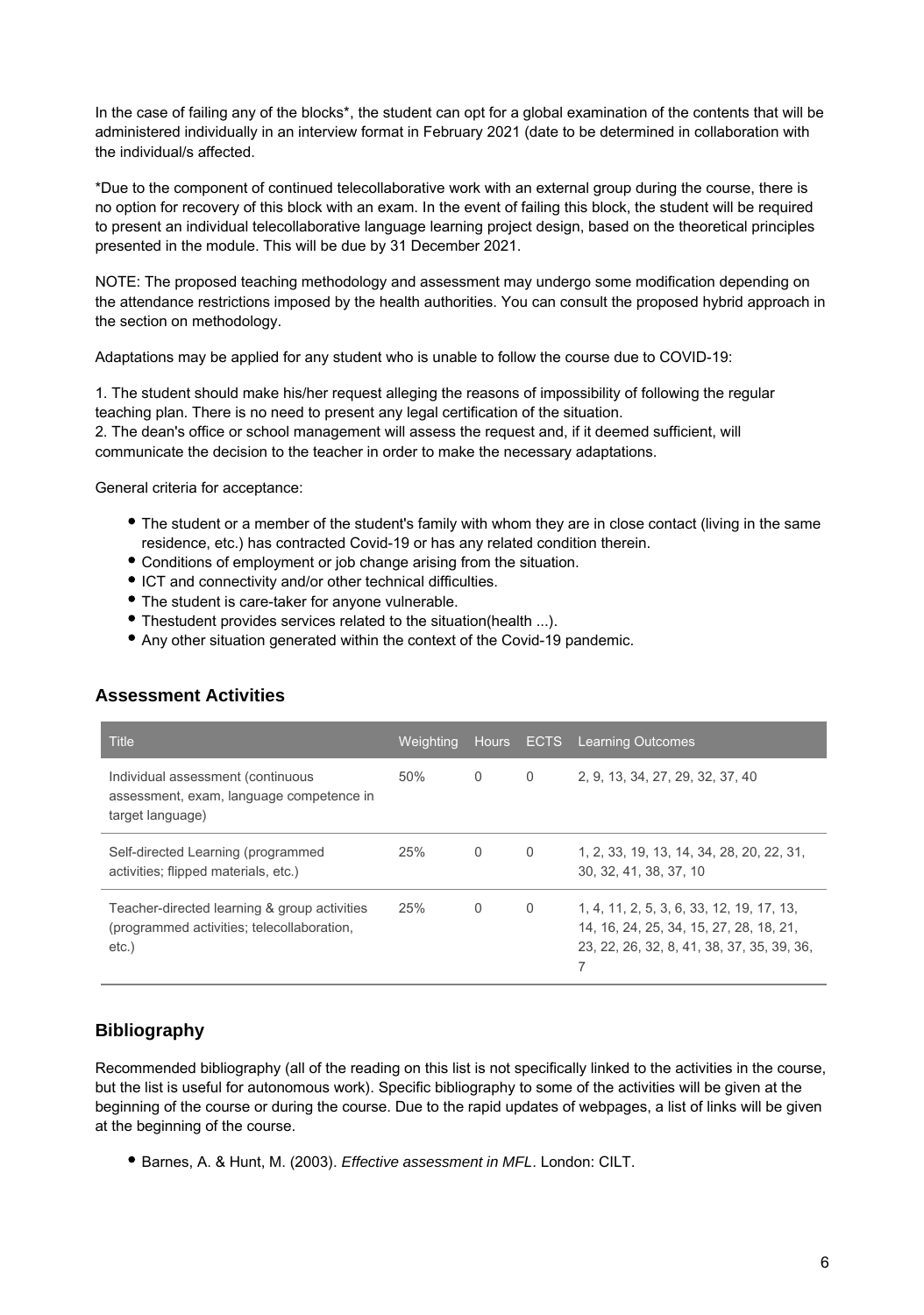In the case of failing any of the blocks*, the student can opt for a global examination of the contents that will be administered individually in an interview format in February 2021 (date to be determined in collaboration with the individual/s affected.

*Due to the component of continued telecollaborative work with an external group during the course, there is no option for recovery of this block with an exam. In the event of failing this block, the student will be required to present an individual telecollaborative language learning project design, based on the theoretical principles presented in the module. This will be due by 31 December 2021.

NOTE: The proposed teaching methodology and assessment may undergo some modification depending on the attendance restrictions imposed by the health authorities. You can consult the proposed hybrid approach in the section on methodology.

Adaptations may be applied for any student who is unable to follow the course due to COVID-19:

1. The student should make his/her request alleging the reasons of impossibility of following the regular teaching plan. There is no need to present any legal certification of the situation.
2. The dean's office or school management will assess the request and, if it deemed sufficient, will communicate the decision to the teacher in order to make the necessary adaptations.

General criteria for acceptance:

- The student or a member of the student's family with whom they are in close contact (living in the same residence, etc.) has contracted Covid-19 or has any related condition therein.
- Conditions of employment or job change arising from the situation.
- ICT and connectivity and/or other technical difficulties.
- The student is care-taker for anyone vulnerable.
- Thestudent provides services related to the situation(health ...).
- Any other situation generated within the context of the Covid-19 pandemic.

## Assessment Activities

| Title | Weighting | Hours | ECTS | Learning Outcomes |
|---|---|---|---|---|
| Individual assessment (continuous assessment, exam, language competence in target language) | 50% | 0 | 0 | 2, 9, 13, 34, 27, 29, 32, 37, 40 |
| Self-directed Learning (programmed activities; flipped materials, etc.) | 25% | 0 | 0 | 1, 2, 33, 19, 13, 14, 34, 28, 20, 22, 31, 30, 32, 41, 38, 37, 10 |
| Teacher-directed learning & group activities (programmed activities; telecollaboration, etc.) | 25% | 0 | 0 | 1, 4, 11, 2, 5, 3, 6, 33, 12, 19, 17, 13, 14, 16, 24, 25, 34, 15, 27, 28, 18, 21, 23, 22, 26, 32, 8, 41, 38, 37, 35, 39, 36, 7 |

## Bibliography

Recommended bibliography (all of the reading on this list is not specifically linked to the activities in the course, but the list is useful for autonomous work). Specific bibliography to some of the activities will be given at the beginning of the course or during the course. Due to the rapid updates of webpages, a list of links will be given at the beginning of the course.

- Barnes, A. & Hunt, M. (2003). *Effective assessment in MFL*. London: CILT.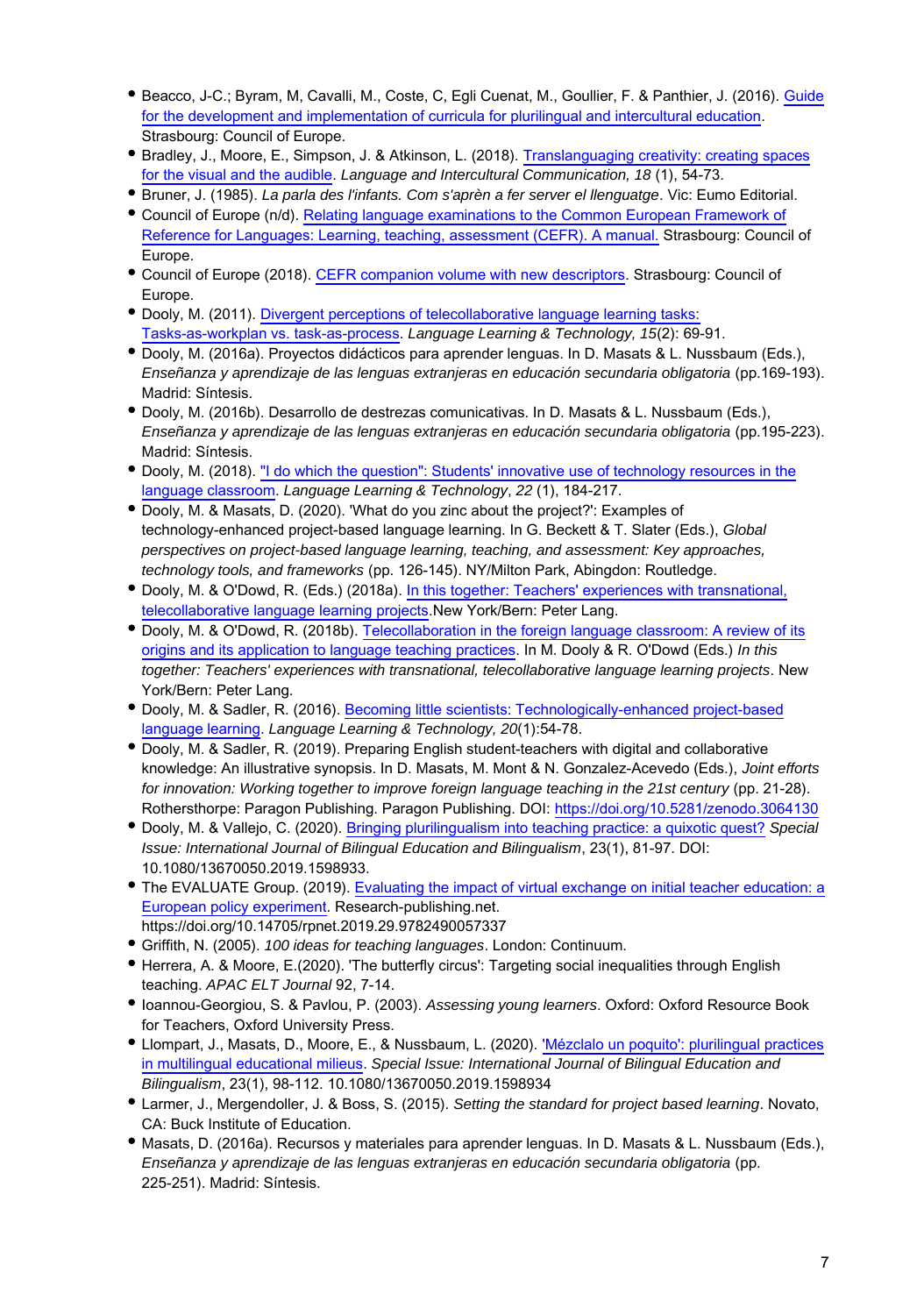- Beacco, J-C.; Byram, M, Cavalli, M., Coste, C, Egli Cuenat, M., Goullier, F. & Panthier, J. (2016). Guide for the development and implementation of curricula for plurilingual and intercultural education. Strasbourg: Council of Europe.
- Bradley, J., Moore, E., Simpson, J. & Atkinson, L. (2018). Translanguaging creativity: creating spaces for the visual and the audible. *Language and Intercultural Communication, 18* (1), 54-73.
- Bruner, J. (1985). *La parla des l'infants. Com s'aprèn a fer server el llenguatge*. Vic: Eumo Editorial.
- Council of Europe (n/d). Relating language examinations to the Common European Framework of Reference for Languages: Learning, teaching, assessment (CEFR). A manual. Strasbourg: Council of Europe.
- Council of Europe (2018). CEFR companion volume with new descriptors. Strasbourg: Council of Europe.
- Dooly, M. (2011). Divergent perceptions of telecollaborative language learning tasks: Tasks-as-workplan vs. task-as-process. *Language Learning & Technology, 15*(2): 69-91.
- Dooly, M. (2016a). Proyectos didácticos para aprender lenguas. In D. Masats & L. Nussbaum (Eds.), *Enseñanza y aprendizaje de las lenguas extranjeras en educación secundaria obligatoria* (pp.169-193). Madrid: Síntesis.
- Dooly, M. (2016b). Desarrollo de destrezas comunicativas. In D. Masats & L. Nussbaum (Eds.), *Enseñanza y aprendizaje de las lenguas extranjeras en educación secundaria obligatoria* (pp.195-223). Madrid: Síntesis.
- Dooly, M. (2018). "I do which the question": Students' innovative use of technology resources in the language classroom. *Language Learning & Technology*, *22* (1), 184-217.
- Dooly, M. & Masats, D. (2020). 'What do you zinc about the project?': Examples of technology-enhanced project-based language learning. In G. Beckett & T. Slater (Eds.), *Global perspectives on project-based language learning, teaching, and assessment: Key approaches, technology tools, and frameworks* (pp. 126-145). NY/Milton Park, Abingdon: Routledge.
- Dooly, M. & O'Dowd, R. (Eds.) (2018a). In this together: Teachers' experiences with transnational, telecollaborative language learning projects.New York/Bern: Peter Lang.
- Dooly, M. & O'Dowd, R. (2018b). Telecollaboration in the foreign language classroom: A review of its origins and its application to language teaching practices. In M. Dooly & R. O'Dowd (Eds.) *In this together: Teachers' experiences with transnational, telecollaborative language learning projects*. New York/Bern: Peter Lang.
- Dooly, M. & Sadler, R. (2016). Becoming little scientists: Technologically-enhanced project-based language learning. *Language Learning & Technology, 20*(1):54-78.
- Dooly, M. & Sadler, R. (2019). Preparing English student-teachers with digital and collaborative knowledge: An illustrative synopsis. In D. Masats, M. Mont & N. Gonzalez-Acevedo (Eds.), *Joint efforts for innovation: Working together to improve foreign language teaching in the 21st century* (pp. 21-28). Rothersthorpe: Paragon Publishing. Paragon Publishing. DOI: https://doi.org/10.5281/zenodo.3064130
- Dooly, M. & Vallejo, C. (2020). Bringing plurilingualism into teaching practice: a quixotic quest? *Special Issue: International Journal of Bilingual Education and Bilingualism*, 23(1), 81-97. DOI: 10.1080/13670050.2019.1598933.
- The EVALUATE Group. (2019). Evaluating the impact of virtual exchange on initial teacher education: a European policy experiment. Research-publishing.net. https://doi.org/10.14705/rpnet.2019.29.9782490057337
- Griffith, N. (2005). *100 ideas for teaching languages*. London: Continuum.
- Herrera, A. & Moore, E.(2020). 'The butterfly circus': Targeting social inequalities through English teaching. *APAC ELT Journal* 92, 7-14.
- Ioannou-Georgiou, S. & Pavlou, P. (2003). *Assessing young learners*. Oxford: Oxford Resource Book for Teachers, Oxford University Press.
- Llompart, J., Masats, D., Moore, E., & Nussbaum, L. (2020). 'Mézclalo un poquito': plurilingual practices in multilingual educational milieus. *Special Issue: International Journal of Bilingual Education and Bilingualism*, 23(1), 98-112. 10.1080/13670050.2019.1598934
- Larmer, J., Mergendoller, J. & Boss, S. (2015). *Setting the standard for project based learning*. Novato, CA: Buck Institute of Education.
- Masats, D. (2016a). Recursos y materiales para aprender lenguas. In D. Masats & L. Nussbaum (Eds.), *Enseñanza y aprendizaje de las lenguas extranjeras en educación secundaria obligatoria* (pp. 225-251). Madrid: Síntesis.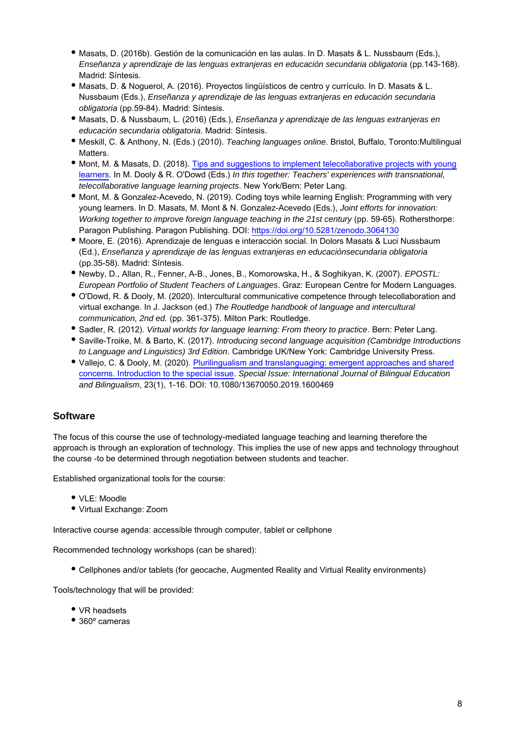- Masats, D. (2016b). Gestión de la comunicación en las aulas. In D. Masats & L. Nussbaum (Eds.), *Enseñanza y aprendizaje de las lenguas extranjeras en educación secundaria obligatoria* (pp.143-168). Madrid: Síntesis.
- Masats, D. & Noguerol, A. (2016). Proyectos lingüísticos de centro y currículo. In D. Masats & L. Nussbaum (Eds.), *Enseñanza y aprendizaje de las lenguas extranjeras en educación secundaria obligatoria* (pp.59-84). Madrid: Síntesis.
- Masats, D. & Nussbaum, L. (2016) (Eds.), *Enseñanza y aprendizaje de las lenguas extranjeras en educación secundaria obligatoria*. Madrid: Síntesis.
- Meskill, C. & Anthony, N. (Eds.) (2010). *Teaching languages online*. Bristol, Buffalo, Toronto:Multilingual Matters.
- Mont, M. & Masats, D. (2018). Tips and suggestions to implement telecollaborative projects with young learners. In M. Dooly & R. O'Dowd (Eds.) *In this together: Teachers' experiences with transnational, telecollaborative language learning projects*. New York/Bern: Peter Lang.
- Mont, M. & Gonzalez-Acevedo, N. (2019). Coding toys while learning English: Programming with very young learners. In D. Masats, M. Mont & N. Gonzalez-Acevedo (Eds.), *Joint efforts for innovation: Working together to improve foreign language teaching in the 21st century* (pp. 59-65). Rothersthorpe: Paragon Publishing. Paragon Publishing. DOI: https://doi.org/10.5281/zenodo.3064130
- Moore, E. (2016). Aprendizaje de lenguas e interacción social. In Dolors Masats & Luci Nussbaum (Ed.), *Enseñanza y aprendizaje de las lenguas extranjeras en educaciónsecundaria obligatoria* (pp.35-58). Madrid: Síntesis.
- Newby, D., Allan, R., Fenner, A-B., Jones, B., Komorowska, H., & Soghikyan, K. (2007). *EPOSTL: European Portfolio of Student Teachers of Languages*. Graz: European Centre for Modern Languages.
- O'Dowd, R. & Dooly, M. (2020). Intercultural communicative competence through telecollaboration and virtual exchange. In J. Jackson (ed.) *The Routledge handbook of language and intercultural communication, 2nd ed.* (pp. 361-375). Milton Park: Routledge.
- Sadler, R. (2012). *Virtual worlds for language learning: From theory to practice*. Bern: Peter Lang.
- Saville-Troike, M. & Barto, K. (2017). *Introducing second language acquisition (Cambridge Introductions to Language and Linguistics) 3rd Edition*. Cambridge UK/New York: Cambridge University Press.
- Vallejo, C. & Dooly, M. (2020). Plurilingualism and translanguaging: emergent approaches and shared concerns. Introduction to the special issue. *Special Issue: International Journal of Bilingual Education and Bilingualism*, 23(1), 1-16. DOI: 10.1080/13670050.2019.1600469

## Software

The focus of this course the use of technology-mediated language teaching and learning therefore the approach is through an exploration of technology. This implies the use of new apps and technology throughout the course -to be determined through negotiation between students and teacher.

Established organizational tools for the course:

- VLE: Moodle
- Virtual Exchange: Zoom

Interactive course agenda: accessible through computer, tablet or cellphone

Recommended technology workshops (can be shared):

- Cellphones and/or tablets (for geocache, Augmented Reality and Virtual Reality environments)

Tools/technology that will be provided:

- VR headsets
- 360º cameras